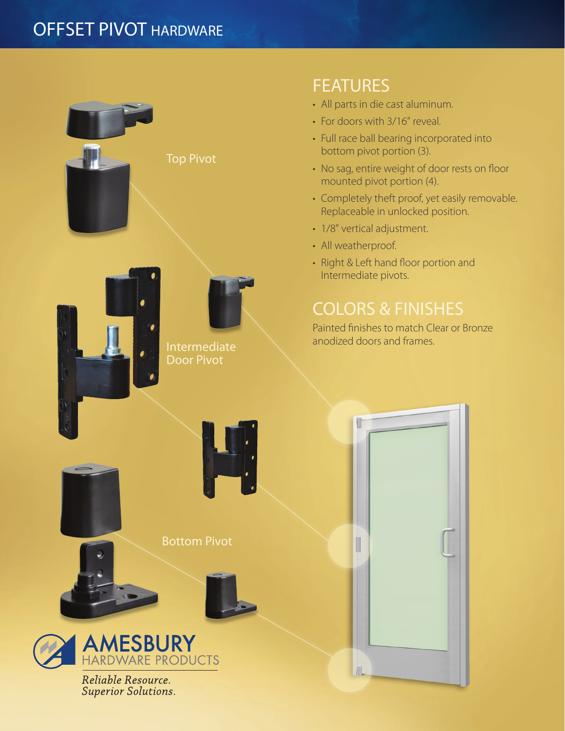# OFFSET PIVOT HARDWARE

Top Pivot

Intermediate Door Pivot

Bottom Pivot

## FEATURES

- All parts in die cast aluminum.
- For doors with 3/16" reveal.
- Full race ball bearing incorporated into bottom pivot portion (3).
- No sag, entire weight of door rests on floor mounted pivot portion (4).
- Completely theft proof, yet easily removable. Replaceable in unlocked position.
- 1/8" vertical adjustment.
- All weatherproof.
- Right & Left hand floor portion and Intermediate pivots.

## COLORS & FINISHES

Painted finishes to match Clear or Bronze anodized doors and frames.

AMESBURY
HARDWARE PRODUCTS

*Reliable Resource.*
*Superior Solutions.*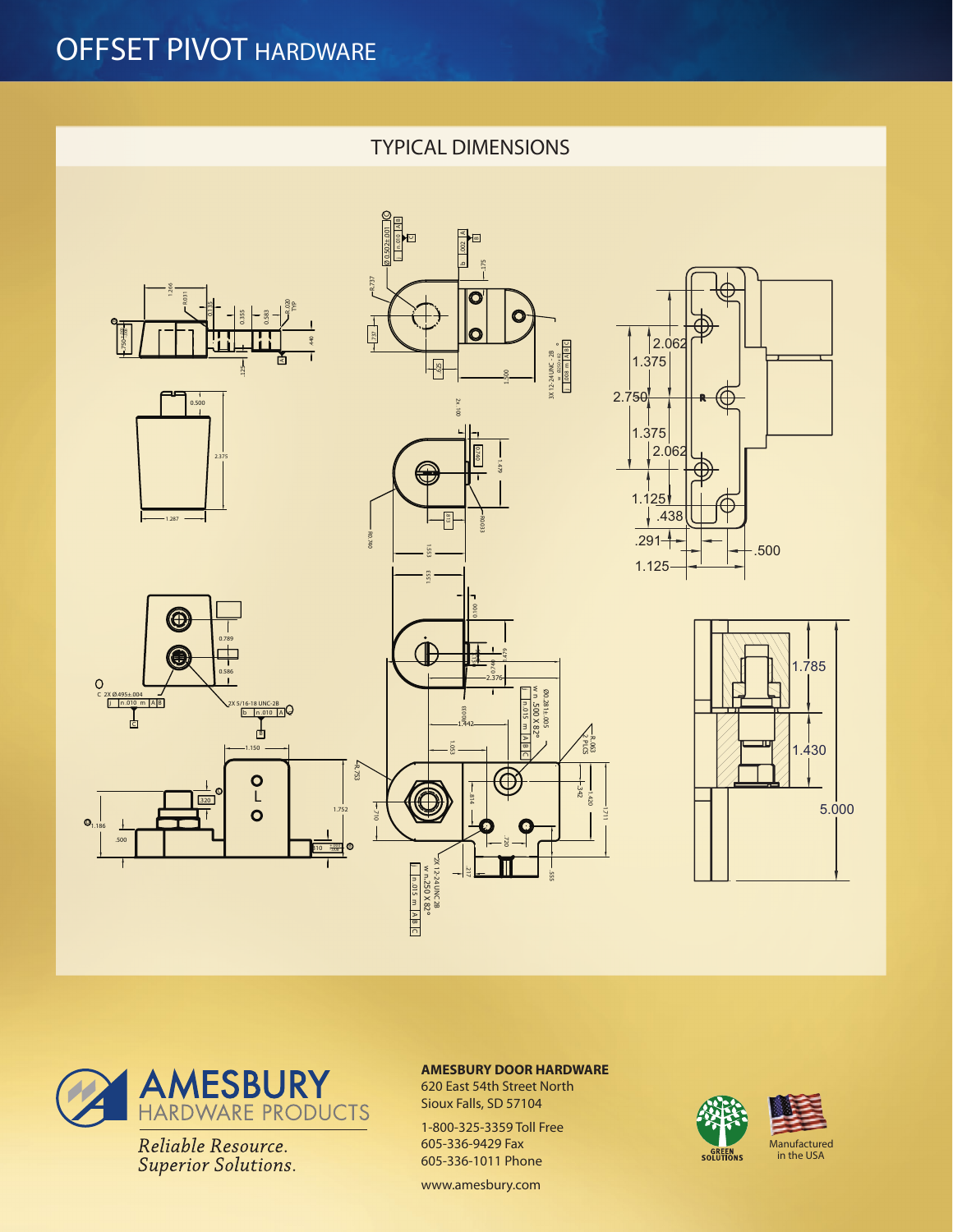# OFFSET PIVOT HARDWARE

## TYPICAL DIMENSIONS

2.062
1.375
2.750
1.375
2.062
1.125
.438
.291
.500
1.125

1.785
1.430
5.000

**AMESBURY HARDWARE PRODUCTS**

*Reliable Resource.*
*Superior Solutions.*

**AMESBURY DOOR HARDWARE**
620 East 54th Street North
Sioux Falls, SD 57104

1-800-325-3359 Toll Free
605-336-9429 Fax
605-336-1011 Phone

www.amesbury.com

GREEN SOLUTIONS

Manufactured in the USA